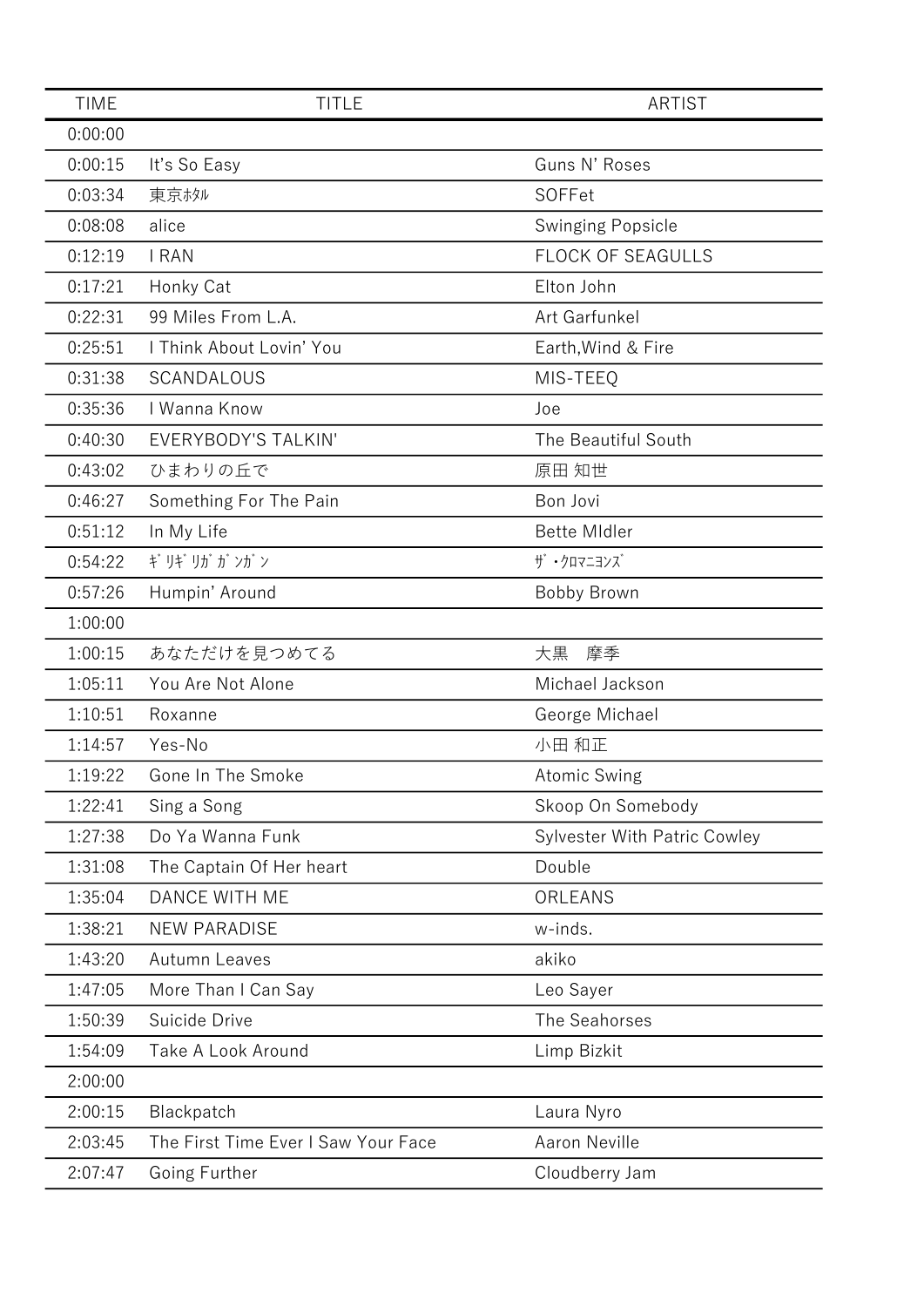| TIME | TITLE | ARTIST |
| --- | --- | --- |
| 0:00:00 | | |
| 0:00:15 | It’s So Easy | Guns N’ Roses |
| 0:03:34 | 東京ﾎﾀﾙ | SOFFet |
| 0:08:08 | alice | Swinging Popsicle |
| 0:12:19 | I RAN | FLOCK OF SEAGULLS |
| 0:17:21 | Honky Cat | Elton John |
| 0:22:31 | 99 Miles From L.A. | Art Garfunkel |
| 0:25:51 | I Think About Lovin’ You | Earth,Wind & Fire |
| 0:31:38 | SCANDALOUS | MIS-TEEQ |
| 0:35:36 | I Wanna Know | Joe |
| 0:40:30 | EVERYBODY'S TALKIN' | The Beautiful South |
| 0:43:02 | ひまわりの丘で | 原田 知世 |
| 0:46:27 | Something For The Pain | Bon Jovi |
| 0:51:12 | In My Life | Bette MIdler |
| 0:54:22 | ｷﾞﾘｷﾞﾘｶﾞｶﾞﾝｶﾞﾝ | ｻﾞ･ｸﾛﾏﾆﾖﾝｽﾞ |
| 0:57:26 | Humpin’ Around | Bobby Brown |
| 1:00:00 | | |
| 1:00:15 | あなただけを見つめてる | 大黒　摩季 |
| 1:05:11 | You Are Not Alone | Michael Jackson |
| 1:10:51 | Roxanne | George Michael |
| 1:14:57 | Yes-No | 小田 和正 |
| 1:19:22 | Gone In The Smoke | Atomic Swing |
| 1:22:41 | Sing a Song | Skoop On Somebody |
| 1:27:38 | Do Ya Wanna Funk | Sylvester With Patric Cowley |
| 1:31:08 | The Captain Of Her heart | Double |
| 1:35:04 | DANCE WITH ME | ORLEANS |
| 1:38:21 | NEW PARADISE | w-inds. |
| 1:43:20 | Autumn Leaves | akiko |
| 1:47:05 | More Than I Can Say | Leo Sayer |
| 1:50:39 | Suicide Drive | The Seahorses |
| 1:54:09 | Take A Look Around | Limp Bizkit |
| 2:00:00 | | |
| 2:00:15 | Blackpatch | Laura Nyro |
| 2:03:45 | The First Time Ever I Saw Your Face | Aaron Neville |
| 2:07:47 | Going Further | Cloudberry Jam |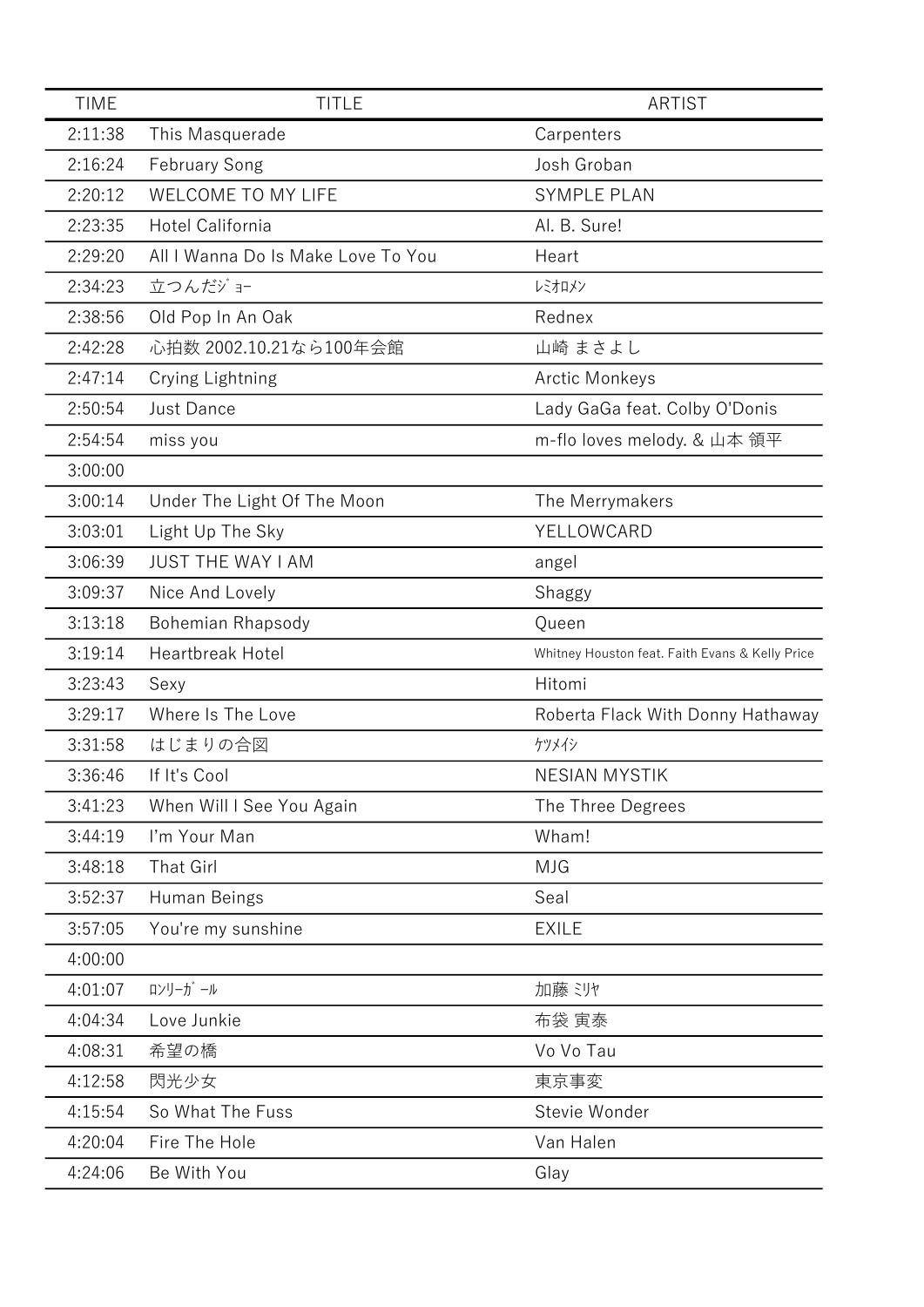| TIME | TITLE | ARTIST |
|---|---|---|
| 2:11:38 | This Masquerade | Carpenters |
| 2:16:24 | February Song | Josh Groban |
| 2:20:12 | WELCOME TO MY LIFE | SYMPLE PLAN |
| 2:23:35 | Hotel California | Al. B. Sure! |
| 2:29:20 | All I Wanna Do Is Make Love To You | Heart |
| 2:34:23 | 立つんだｼﾞｮｰ | ﾚﾐｵﾛﾒﾝ |
| 2:38:56 | Old Pop In An Oak | Rednex |
| 2:42:28 | 心拍数 2002.10.21なら100年会館 | 山崎 まさよし |
| 2:47:14 | Crying Lightning | Arctic Monkeys |
| 2:50:54 | Just Dance | Lady GaGa feat. Colby O'Donis |
| 2:54:54 | miss you | m-flo loves melody. & 山本 領平 |
| 3:00:00 | | |
| 3:00:14 | Under The Light Of The Moon | The Merrymakers |
| 3:03:01 | Light Up The Sky | YELLOWCARD |
| 3:06:39 | JUST THE WAY I AM | angel |
| 3:09:37 | Nice And Lovely | Shaggy |
| 3:13:18 | Bohemian Rhapsody | Queen |
| 3:19:14 | Heartbreak Hotel | Whitney Houston feat. Faith Evans & Kelly Price |
| 3:23:43 | Sexy | Hitomi |
| 3:29:17 | Where Is The Love | Roberta Flack With Donny Hathaway |
| 3:31:58 | はじまりの合図 | ｹﾂﾒｲｼ |
| 3:36:46 | If It's Cool | NESIAN MYSTIK |
| 3:41:23 | When Will I See You Again | The Three Degrees |
| 3:44:19 | I'm Your Man | Wham! |
| 3:48:18 | That Girl | MJG |
| 3:52:37 | Human Beings | Seal |
| 3:57:05 | You're my sunshine | EXILE |
| 4:00:00 | | |
| 4:01:07 | ﾛﾝﾘｰｶﾞｰﾙ | 加藤 ﾐﾘﾔ |
| 4:04:34 | Love Junkie | 布袋 寅泰 |
| 4:08:31 | 希望の橋 | Vo Vo Tau |
| 4:12:58 | 閃光少女 | 東京事変 |
| 4:15:54 | So What The Fuss | Stevie Wonder |
| 4:20:04 | Fire The Hole | Van Halen |
| 4:24:06 | Be With You | Glay |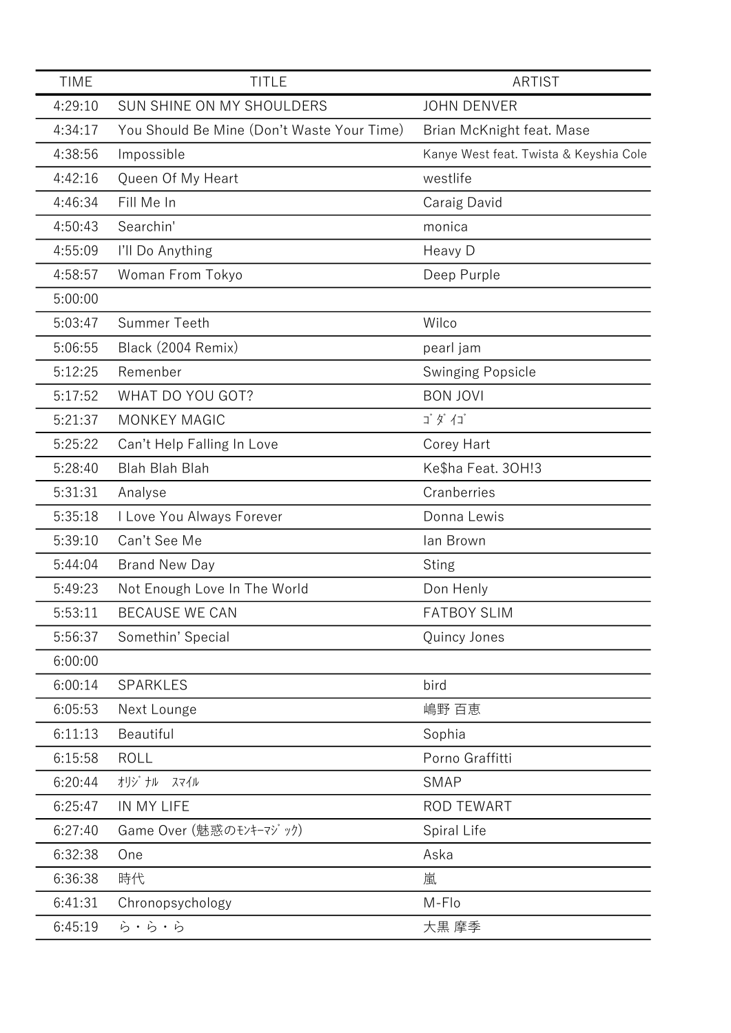| TIME | TITLE | ARTIST |
|---|---|---|
| 4:29:10 | SUN SHINE ON MY SHOULDERS | JOHN DENVER |
| 4:34:17 | You Should Be Mine (Don't Waste Your Time) | Brian McKnight feat. Mase |
| 4:38:56 | Impossible | Kanye West feat. Twista & Keyshia Cole |
| 4:42:16 | Queen Of My Heart | westlife |
| 4:46:34 | Fill Me In | Caraig David |
| 4:50:43 | Searchin' | monica |
| 4:55:09 | I'll Do Anything | Heavy D |
| 4:58:57 | Woman From Tokyo | Deep Purple |
| 5:00:00 | | |
| 5:03:47 | Summer Teeth | Wilco |
| 5:06:55 | Black (2004 Remix) | pearl jam |
| 5:12:25 | Remenber | Swinging Popsicle |
| 5:17:52 | WHAT DO YOU GOT? | BON JOVI |
| 5:21:37 | MONKEY MAGIC | ｺﾞﾀﾞｲｺﾞ |
| 5:25:22 | Can't Help Falling In Love | Corey Hart |
| 5:28:40 | Blah Blah Blah | Ke$ha Feat. 3OH!3 |
| 5:31:31 | Analyse | Cranberries |
| 5:35:18 | I Love You Always Forever | Donna Lewis |
| 5:39:10 | Can't See Me | Ian Brown |
| 5:44:04 | Brand New Day | Sting |
| 5:49:23 | Not Enough Love In The World | Don Henly |
| 5:53:11 | BECAUSE WE CAN | FATBOY SLIM |
| 5:56:37 | Somethin' Special | Quincy Jones |
| 6:00:00 | | |
| 6:00:14 | SPARKLES | bird |
| 6:05:53 | Next Lounge | 嶋野 百恵 |
| 6:11:13 | Beautiful | Sophia |
| 6:15:58 | ROLL | Porno Graffitti |
| 6:20:44 | ｵﾘｼﾞﾅﾙ　ｽﾏｲﾙ | SMAP |
| 6:25:47 | IN MY LIFE | ROD TEWART |
| 6:27:40 | Game Over (魅惑のﾓﾝｷｰﾏｼﾞｯｸ) | Spiral Life |
| 6:32:38 | One | Aska |
| 6:36:38 | 時代 | 嵐 |
| 6:41:31 | Chronopsychology | M-Flo |
| 6:45:19 | ら・ら・ら | 大黒 摩季 |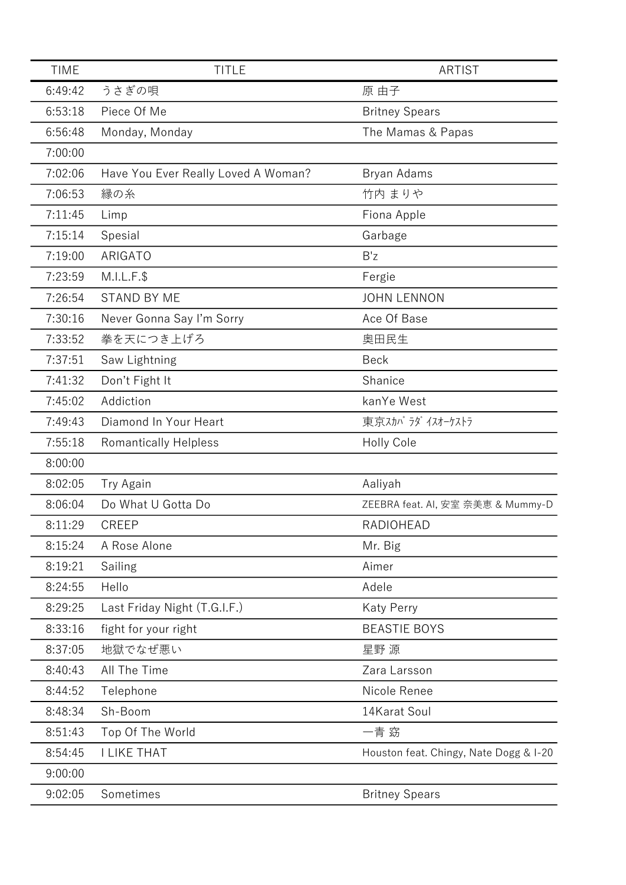| TIME | TITLE | ARTIST |
| --- | --- | --- |
| 6:49:42 | うさぎの唄 | 原 由子 |
| 6:53:18 | Piece Of Me | Britney Spears |
| 6:56:48 | Monday, Monday | The Mamas & Papas |
| 7:00:00 | | |
| 7:02:06 | Have You Ever Really Loved A Woman? | Bryan Adams |
| 7:06:53 | 縁の糸 | 竹内 まりや |
| 7:11:45 | Limp | Fiona Apple |
| 7:15:14 | Spesial | Garbage |
| 7:19:00 | ARIGATO | B'z |
| 7:23:59 | M.I.L.F.$ | Fergie |
| 7:26:54 | STAND BY ME | JOHN LENNON |
| 7:30:16 | Never Gonna Say I'm Sorry | Ace Of Base |
| 7:33:52 | 拳を天につき上げろ | 奥田民生 |
| 7:37:51 | Saw Lightning | Beck |
| 7:41:32 | Don't Fight It | Shanice |
| 7:45:02 | Addiction | kanYe West |
| 7:49:43 | Diamond In Your Heart | 東京ｽｶﾊﾟﾗﾀﾞｲｽｵｰｹｽﾄﾗ |
| 7:55:18 | Romantically Helpless | Holly Cole |
| 8:00:00 | | |
| 8:02:05 | Try Again | Aaliyah |
| 8:06:04 | Do What U Gotta Do | ZEEBRA feat. AI, 安室 奈美恵 & Mummy-D |
| 8:11:29 | CREEP | RADIOHEAD |
| 8:15:24 | A Rose Alone | Mr. Big |
| 8:19:21 | Sailing | Aimer |
| 8:24:55 | Hello | Adele |
| 8:29:25 | Last Friday Night (T.G.I.F.) | Katy Perry |
| 8:33:16 | fight for your right | BEASTIE BOYS |
| 8:37:05 | 地獄でなぜ悪い | 星野 源 |
| 8:40:43 | All The Time | Zara Larsson |
| 8:44:52 | Telephone | Nicole Renee |
| 8:48:34 | Sh-Boom | 14Karat Soul |
| 8:51:43 | Top Of The World | 一青 窈 |
| 8:54:45 | I LIKE THAT | Houston feat. Chingy, Nate Dogg & I-20 |
| 9:00:00 | | |
| 9:02:05 | Sometimes | Britney Spears |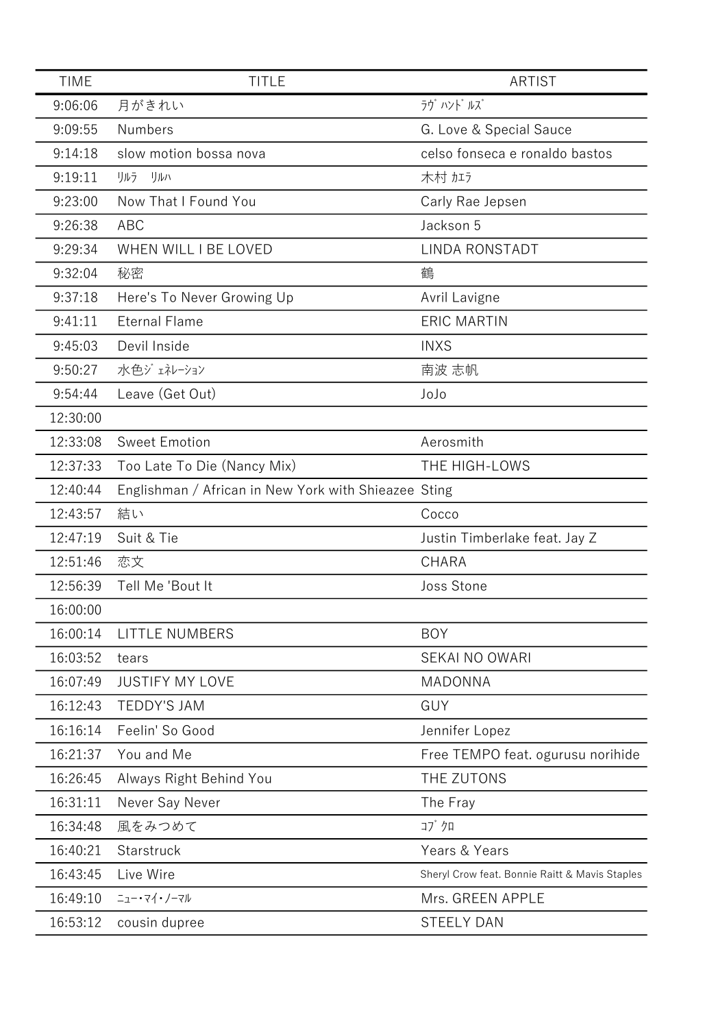| TIME | TITLE | ARTIST |
|---|---|---|
| 9:06:06 | 月がきれい | ﾗｳﾞ ﾊﾝﾄﾞ ﾙｽﾞ |
| 9:09:55 | Numbers | G. Love & Special Sauce |
| 9:14:18 | slow motion bossa nova | celso fonseca e ronaldo bastos |
| 9:19:11 | ﾘﾙﾗ　ﾘﾙﾊ | 木村 ｶｴﾗ |
| 9:23:00 | Now That I Found You | Carly Rae Jepsen |
| 9:26:38 | ABC | Jackson 5 |
| 9:29:34 | WHEN WILL I BE LOVED | LINDA RONSTADT |
| 9:32:04 | 秘密 | 鶴 |
| 9:37:18 | Here's To Never Growing Up | Avril Lavigne |
| 9:41:11 | Eternal Flame | ERIC MARTIN |
| 9:45:03 | Devil Inside | INXS |
| 9:50:27 | 水色ｼﾞｪﾈﾚｰｼｮﾝ | 南波 志帆 |
| 9:54:44 | Leave (Get Out) | JoJo |
| 12:30:00 | | |
| 12:33:08 | Sweet Emotion | Aerosmith |
| 12:37:33 | Too Late To Die (Nancy Mix) | THE HIGH-LOWS |
| 12:40:44 | Englishman / African in New York with Shieazee | Sting |
| 12:43:57 | 結い | Cocco |
| 12:47:19 | Suit & Tie | Justin Timberlake feat. Jay Z |
| 12:51:46 | 恋文 | CHARA |
| 12:56:39 | Tell Me 'Bout It | Joss Stone |
| 16:00:00 | | |
| 16:00:14 | LITTLE NUMBERS | BOY |
| 16:03:52 | tears | SEKAI NO OWARI |
| 16:07:49 | JUSTIFY MY LOVE | MADONNA |
| 16:12:43 | TEDDY'S JAM | GUY |
| 16:16:14 | Feelin' So Good | Jennifer Lopez |
| 16:21:37 | You and Me | Free TEMPO feat. ogurusu norihide |
| 16:26:45 | Always Right Behind You | THE ZUTONS |
| 16:31:11 | Never Say Never | The Fray |
| 16:34:48 | 風をみつめて | ｺﾌﾞｸﾛ |
| 16:40:21 | Starstruck | Years & Years |
| 16:43:45 | Live Wire | Sheryl Crow feat. Bonnie Raitt & Mavis Staples |
| 16:49:10 | ﾆｭｰ・ﾏｲ・ﾉｰﾏﾙ | Mrs. GREEN APPLE |
| 16:53:12 | cousin dupree | STEELY DAN |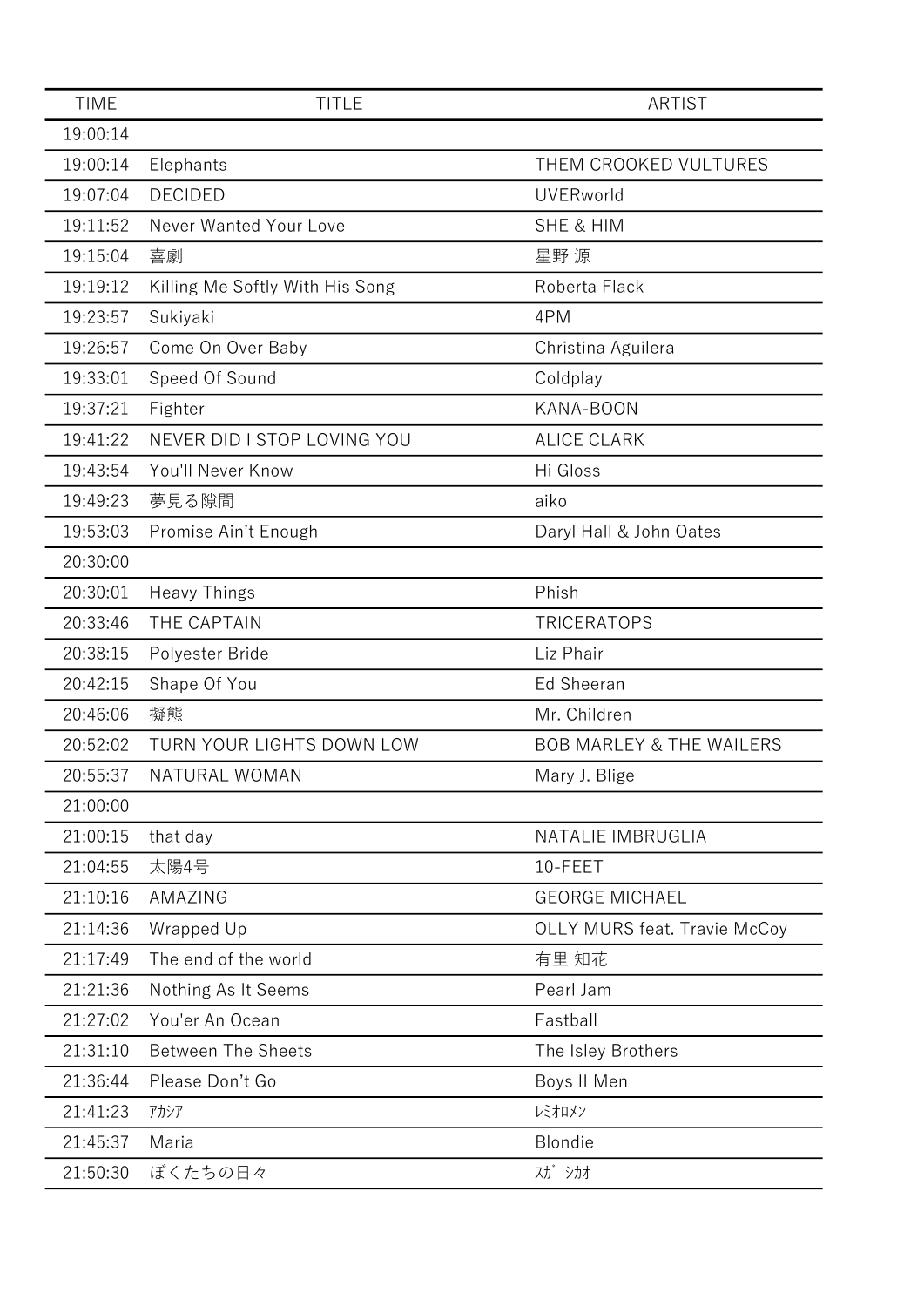| TIME | TITLE | ARTIST |
|---|---|---|
| 19:00:14 | | |
| 19:00:14 | Elephants | THEM CROOKED VULTURES |
| 19:07:04 | DECIDED | UVERworld |
| 19:11:52 | Never Wanted Your Love | SHE & HIM |
| 19:15:04 | 喜劇 | 星野 源 |
| 19:19:12 | Killing Me Softly With His Song | Roberta Flack |
| 19:23:57 | Sukiyaki | 4PM |
| 19:26:57 | Come On Over Baby | Christina Aguilera |
| 19:33:01 | Speed Of Sound | Coldplay |
| 19:37:21 | Fighter | KANA-BOON |
| 19:41:22 | NEVER DID I STOP LOVING YOU | ALICE CLARK |
| 19:43:54 | You'll Never Know | Hi Gloss |
| 19:49:23 | 夢見る隙間 | aiko |
| 19:53:03 | Promise Ain't Enough | Daryl Hall & John Oates |
| 20:30:00 | | |
| 20:30:01 | Heavy Things | Phish |
| 20:33:46 | THE CAPTAIN | TRICERATOPS |
| 20:38:15 | Polyester Bride | Liz Phair |
| 20:42:15 | Shape Of You | Ed Sheeran |
| 20:46:06 | 擬態 | Mr. Children |
| 20:52:02 | TURN YOUR LIGHTS DOWN LOW | BOB MARLEY & THE WAILERS |
| 20:55:37 | NATURAL WOMAN | Mary J. Blige |
| 21:00:00 | | |
| 21:00:15 | that day | NATALIE IMBRUGLIA |
| 21:04:55 | 太陽4号 | 10-FEET |
| 21:10:16 | AMAZING | GEORGE MICHAEL |
| 21:14:36 | Wrapped Up | OLLY MURS feat. Travie McCoy |
| 21:17:49 | The end of the world | 有里 知花 |
| 21:21:36 | Nothing As It Seems | Pearl Jam |
| 21:27:02 | You'er An Ocean | Fastball |
| 21:31:10 | Between The Sheets | The Isley Brothers |
| 21:36:44 | Please Don't Go | Boys II Men |
| 21:41:23 | ｱｶｼｱ | ﾚﾐｵﾛﾒﾝ |
| 21:45:37 | Maria | Blondie |
| 21:50:30 | ぼくたちの日々 | ｽｶﾞ ｼｶｵ |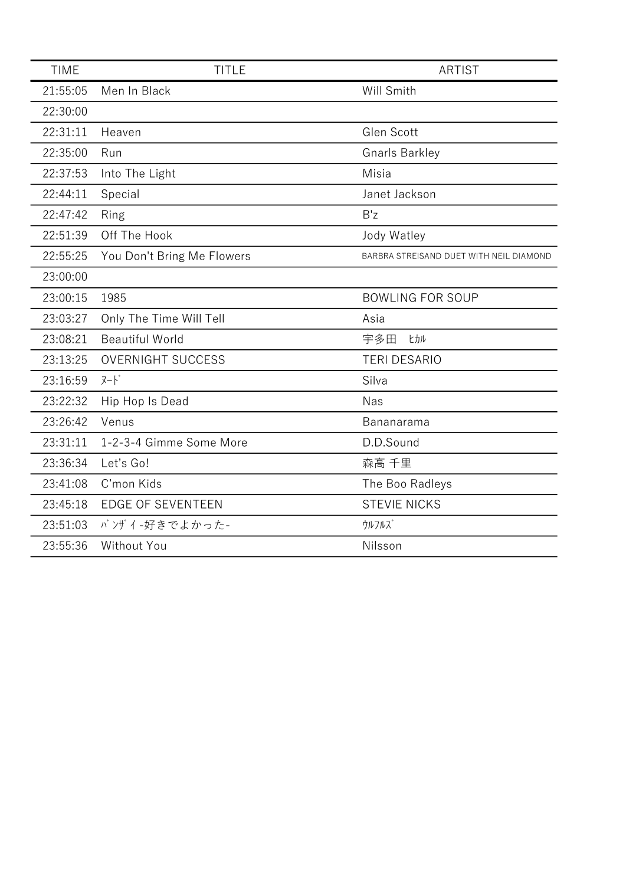| TIME | TITLE | ARTIST |
|---|---|---|
| 21:55:05 | Men In Black | Will Smith |
| 22:30:00 | | |
| 22:31:11 | Heaven | Glen Scott |
| 22:35:00 | Run | Gnarls Barkley |
| 22:37:53 | Into The Light | Misia |
| 22:44:11 | Special | Janet Jackson |
| 22:47:42 | Ring | B'z |
| 22:51:39 | Off The Hook | Jody Watley |
| 22:55:25 | You Don't Bring Me Flowers | BARBRA STREISAND DUET WITH NEIL DIAMOND |
| 23:00:00 | | |
| 23:00:15 | 1985 | BOWLING FOR SOUP |
| 23:03:27 | Only The Time Will Tell | Asia |
| 23:08:21 | Beautiful World | 宇多田　ﾋｶﾙ |
| 23:13:25 | OVERNIGHT SUCCESS | TERI DESARIO |
| 23:16:59 | ﾇｰﾄﾞ | Silva |
| 23:22:32 | Hip Hop Is Dead | Nas |
| 23:26:42 | Venus | Bananarama |
| 23:31:11 | 1-2-3-4 Gimme Some More | D.D.Sound |
| 23:36:34 | Let's Go! | 森高 千里 |
| 23:41:08 | C'mon Kids | The Boo Radleys |
| 23:45:18 | EDGE OF SEVENTEEN | STEVIE NICKS |
| 23:51:03 | ﾊﾞﾝｻﾞｲ-好きでよかった- | ｳﾙﾌﾙｽﾞ |
| 23:55:36 | Without You | Nilsson |